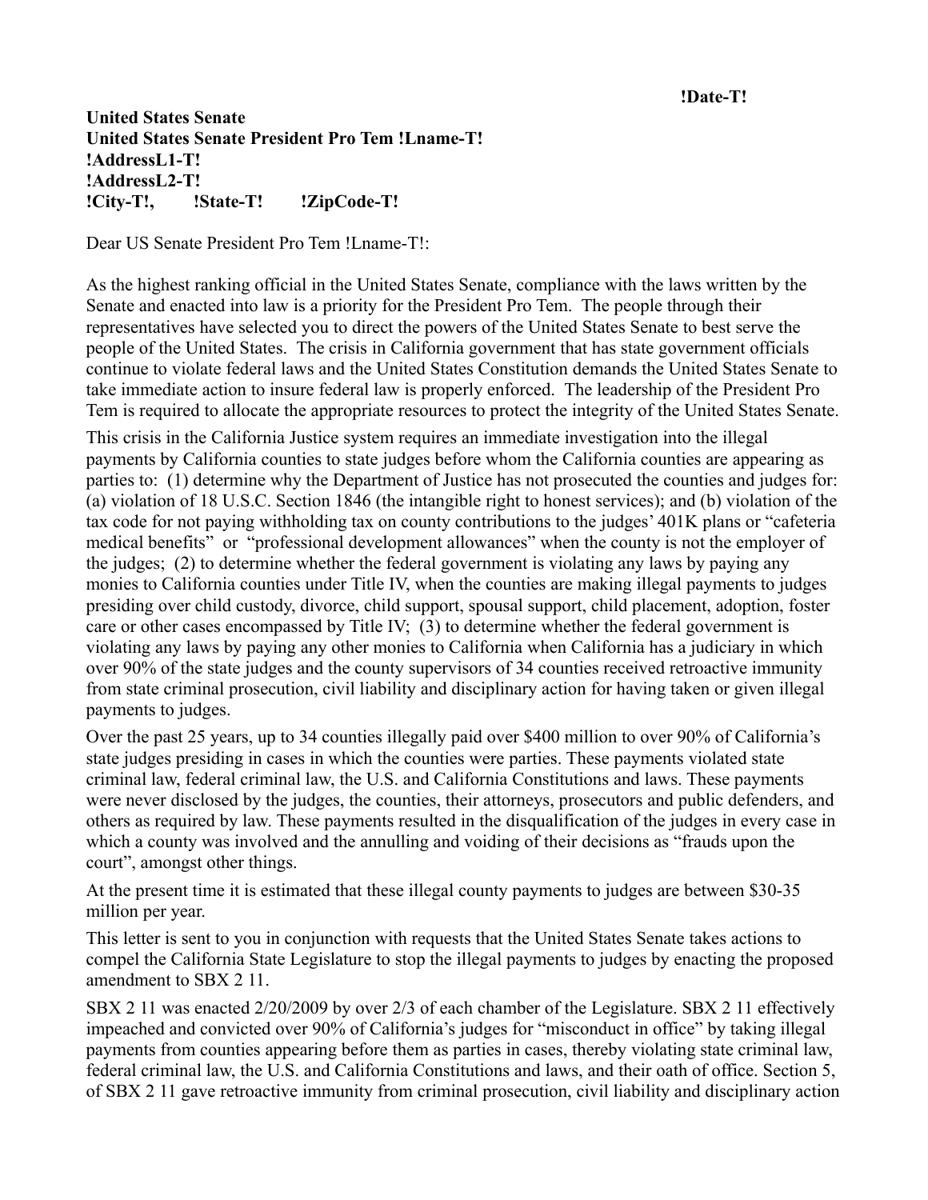**!Date-T!**

**United States Senate**
**United States Senate President Pro Tem !Lname-T!**
**!AddressL1-T!**
**!AddressL2-T!**
**!City-T!, !State-T! !ZipCode-T!**

Dear US Senate President Pro Tem !Lname-T!:

As the highest ranking official in the United States Senate, compliance with the laws written by the Senate and enacted into law is a priority for the President Pro Tem. The people through their representatives have selected you to direct the powers of the United States Senate to best serve the people of the United States. The crisis in California government that has state government officials continue to violate federal laws and the United States Constitution demands the United States Senate to take immediate action to insure federal law is properly enforced. The leadership of the President Pro Tem is required to allocate the appropriate resources to protect the integrity of the United States Senate.

This crisis in the California Justice system requires an immediate investigation into the illegal payments by California counties to state judges before whom the California counties are appearing as parties to: (1) determine why the Department of Justice has not prosecuted the counties and judges for: (a) violation of 18 U.S.C. Section 1846 (the intangible right to honest services); and (b) violation of the tax code for not paying withholding tax on county contributions to the judges' 401K plans or "cafeteria medical benefits" or "professional development allowances" when the county is not the employer of the judges; (2) to determine whether the federal government is violating any laws by paying any monies to California counties under Title IV, when the counties are making illegal payments to judges presiding over child custody, divorce, child support, spousal support, child placement, adoption, foster care or other cases encompassed by Title IV; (3) to determine whether the federal government is violating any laws by paying any other monies to California when California has a judiciary in which over 90% of the state judges and the county supervisors of 34 counties received retroactive immunity from state criminal prosecution, civil liability and disciplinary action for having taken or given illegal payments to judges.

Over the past 25 years, up to 34 counties illegally paid over $400 million to over 90% of California's state judges presiding in cases in which the counties were parties. These payments violated state criminal law, federal criminal law, the U.S. and California Constitutions and laws. These payments were never disclosed by the judges, the counties, their attorneys, prosecutors and public defenders, and others as required by law. These payments resulted in the disqualification of the judges in every case in which a county was involved and the annulling and voiding of their decisions as "frauds upon the court", amongst other things.

At the present time it is estimated that these illegal county payments to judges are between $30-35 million per year.

This letter is sent to you in conjunction with requests that the United States Senate takes actions to compel the California State Legislature to stop the illegal payments to judges by enacting the proposed amendment to SBX 2 11.

SBX 2 11 was enacted 2/20/2009 by over 2/3 of each chamber of the Legislature. SBX 2 11 effectively impeached and convicted over 90% of California's judges for "misconduct in office" by taking illegal payments from counties appearing before them as parties in cases, thereby violating state criminal law, federal criminal law, the U.S. and California Constitutions and laws, and their oath of office. Section 5, of SBX 2 11 gave retroactive immunity from criminal prosecution, civil liability and disciplinary action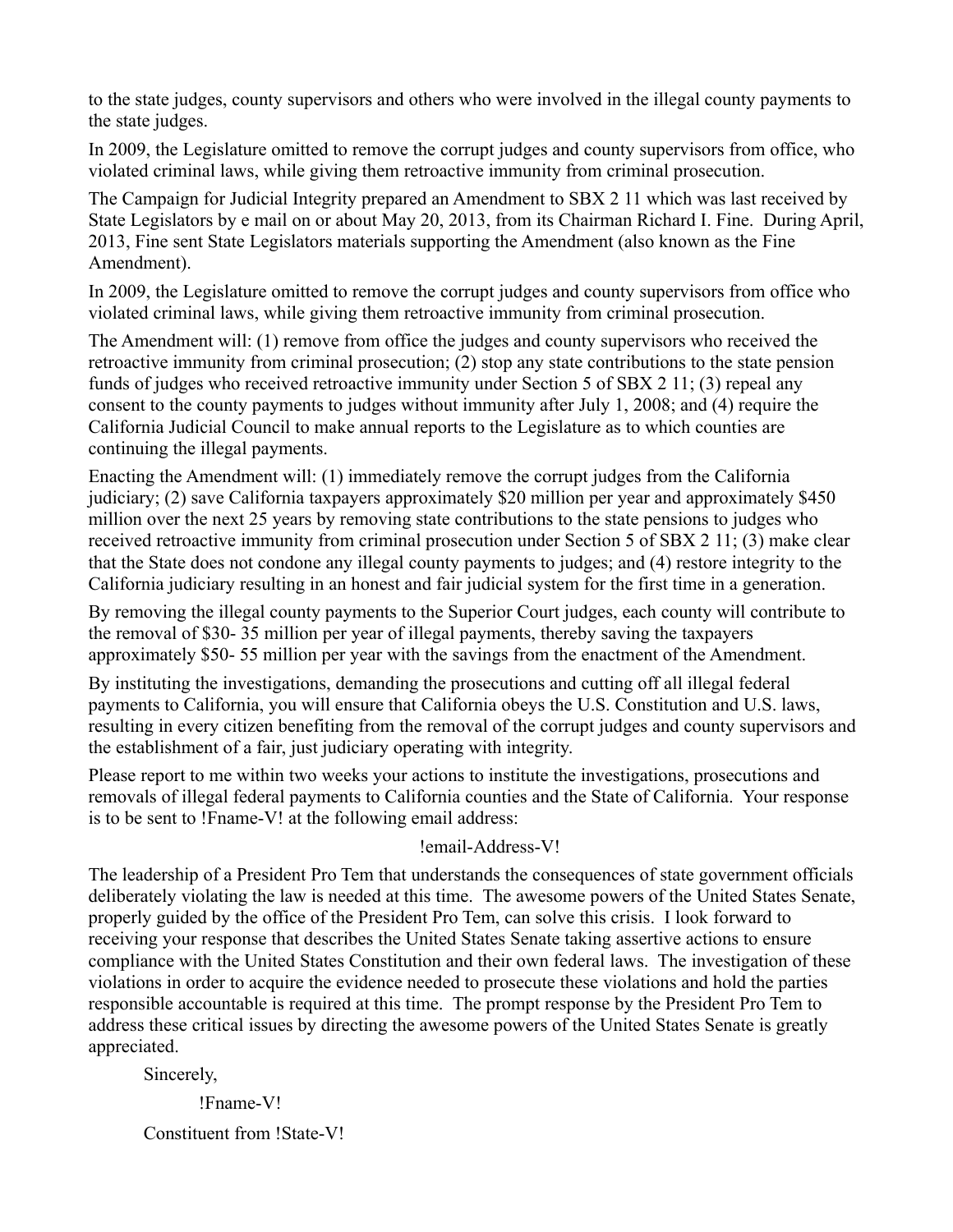to the state judges, county supervisors and others who were involved in the illegal county payments to the state judges.

In 2009, the Legislature omitted to remove the corrupt judges and county supervisors from office, who violated criminal laws, while giving them retroactive immunity from criminal prosecution.

The Campaign for Judicial Integrity prepared an Amendment to SBX 2 11 which was last received by State Legislators by e mail on or about May 20, 2013, from its Chairman Richard I. Fine. During April, 2013, Fine sent State Legislators materials supporting the Amendment (also known as the Fine Amendment).

In 2009, the Legislature omitted to remove the corrupt judges and county supervisors from office who violated criminal laws, while giving them retroactive immunity from criminal prosecution.

The Amendment will: (1) remove from office the judges and county supervisors who received the retroactive immunity from criminal prosecution; (2) stop any state contributions to the state pension funds of judges who received retroactive immunity under Section 5 of SBX 2 11; (3) repeal any consent to the county payments to judges without immunity after July 1, 2008; and (4) require the California Judicial Council to make annual reports to the Legislature as to which counties are continuing the illegal payments.

Enacting the Amendment will: (1) immediately remove the corrupt judges from the California judiciary; (2) save California taxpayers approximately $20 million per year and approximately $450 million over the next 25 years by removing state contributions to the state pensions to judges who received retroactive immunity from criminal prosecution under Section 5 of SBX 2 11; (3) make clear that the State does not condone any illegal county payments to judges; and (4) restore integrity to the California judiciary resulting in an honest and fair judicial system for the first time in a generation.

By removing the illegal county payments to the Superior Court judges, each county will contribute to the removal of $30- 35 million per year of illegal payments, thereby saving the taxpayers approximately $50- 55 million per year with the savings from the enactment of the Amendment.

By instituting the investigations, demanding the prosecutions and cutting off all illegal federal payments to California, you will ensure that California obeys the U.S. Constitution and U.S. laws, resulting in every citizen benefiting from the removal of the corrupt judges and county supervisors and the establishment of a fair, just judiciary operating with integrity.

Please report to me within two weeks your actions to institute the investigations, prosecutions and removals of illegal federal payments to California counties and the State of California. Your response is to be sent to !Fname-V! at the following email address:

!email-Address-V!

The leadership of a President Pro Tem that understands the consequences of state government officials deliberately violating the law is needed at this time. The awesome powers of the United States Senate, properly guided by the office of the President Pro Tem, can solve this crisis. I look forward to receiving your response that describes the United States Senate taking assertive actions to ensure compliance with the United States Constitution and their own federal laws. The investigation of these violations in order to acquire the evidence needed to prosecute these violations and hold the parties responsible accountable is required at this time. The prompt response by the President Pro Tem to address these critical issues by directing the awesome powers of the United States Senate is greatly appreciated.

Sincerely,

!Fname-V!

Constituent from !State-V!